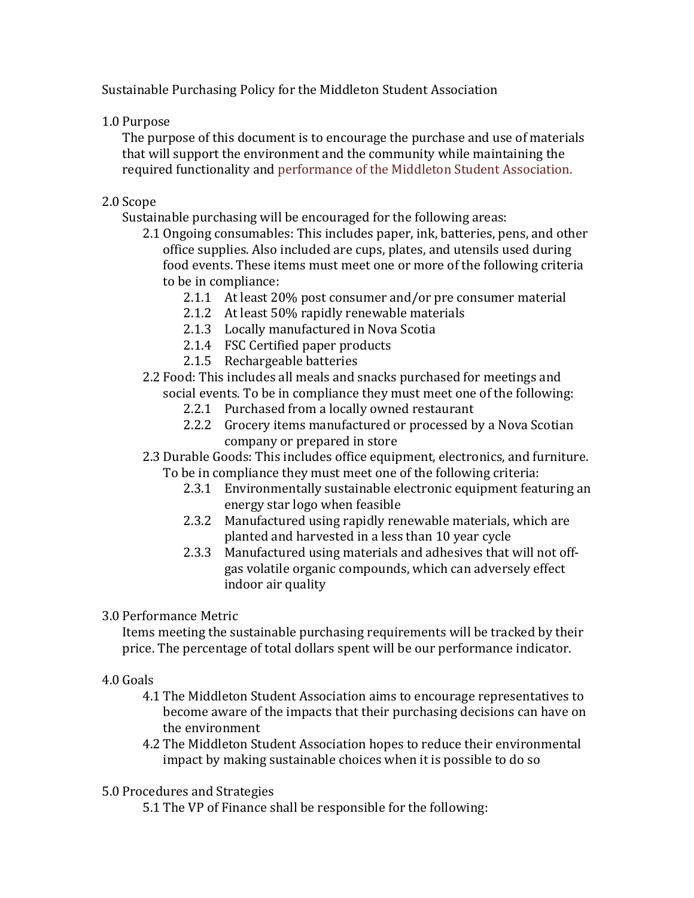# Sustainable Purchasing Policy for the Middleton Student Association

## 1.0 Purpose

The purpose of this document is to encourage the purchase and use of materials that will support the environment and the community while maintaining the required functionality and performance of the Middleton Student Association.

## 2.0 Scope

Sustainable purchasing will be encouraged for the following areas:

- 2.1 Ongoing consumables: This includes paper, ink, batteries, pens, and other office supplies. Also included are cups, plates, and utensils used during food events. These items must meet one or more of the following criteria to be in compliance:
  - 2.1.1 At least 20% post consumer and/or pre consumer material
  - 2.1.2 At least 50% rapidly renewable materials
  - 2.1.3 Locally manufactured in Nova Scotia
  - 2.1.4 FSC Certified paper products
  - 2.1.5 Rechargeable batteries
- 2.2 Food: This includes all meals and snacks purchased for meetings and social events. To be in compliance they must meet one of the following:
  - 2.2.1 Purchased from a locally owned restaurant
  - 2.2.2 Grocery items manufactured or processed by a Nova Scotian company or prepared in store
- 2.3 Durable Goods: This includes office equipment, electronics, and furniture. To be in compliance they must meet one of the following criteria:
  - 2.3.1 Environmentally sustainable electronic equipment featuring an energy star logo when feasible
  - 2.3.2 Manufactured using rapidly renewable materials, which are planted and harvested in a less than 10 year cycle
  - 2.3.3 Manufactured using materials and adhesives that will not off-gas volatile organic compounds, which can adversely effect indoor air quality

## 3.0 Performance Metric

Items meeting the sustainable purchasing requirements will be tracked by their price. The percentage of total dollars spent will be our performance indicator.

## 4.0 Goals

- 4.1 The Middleton Student Association aims to encourage representatives to become aware of the impacts that their purchasing decisions can have on the environment
- 4.2 The Middleton Student Association hopes to reduce their environmental impact by making sustainable choices when it is possible to do so

## 5.0 Procedures and Strategies

- 5.1 The VP of Finance shall be responsible for the following: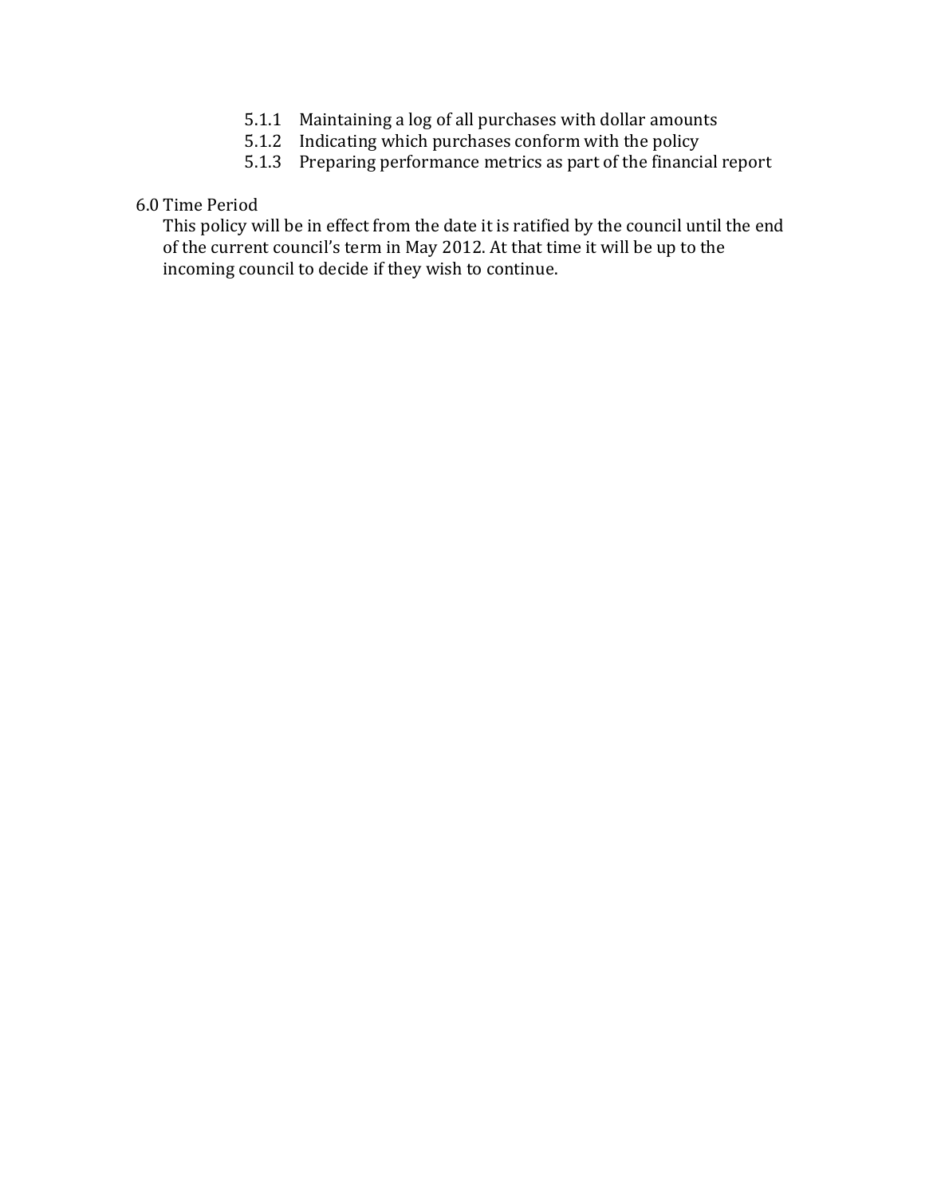- 5.1.1 Maintaining a log of all purchases with dollar amounts
- 5.1.2 Indicating which purchases conform with the policy
- 5.1.3 Preparing performance metrics as part of the financial report

## 6.0 Time Period

This policy will be in effect from the date it is ratified by the council until the end of the current council's term in May 2012. At that time it will be up to the incoming council to decide if they wish to continue.